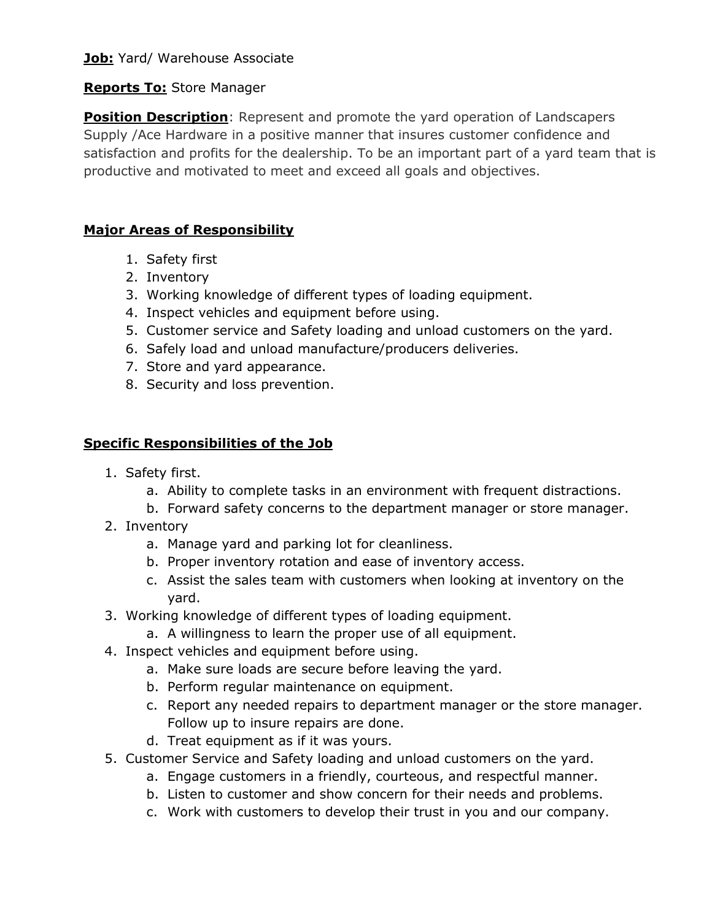**Job:** Yard/ Warehouse Associate

**Reports To:** Store Manager

**Position Description**: Represent and promote the yard operation of Landscapers Supply /Ace Hardware in a positive manner that insures customer confidence and satisfaction and profits for the dealership. To be an important part of a yard team that is productive and motivated to meet and exceed all goals and objectives.

## Major Areas of Responsibility

1. Safety first
2. Inventory
3. Working knowledge of different types of loading equipment.
4. Inspect vehicles and equipment before using.
5. Customer service and Safety loading and unload customers on the yard.
6. Safely load and unload manufacture/producers deliveries.
7. Store and yard appearance.
8. Security and loss prevention.

## Specific Responsibilities of the Job

1. Safety first.
    a. Ability to complete tasks in an environment with frequent distractions.
    b. Forward safety concerns to the department manager or store manager.
2. Inventory
    a. Manage yard and parking lot for cleanliness.
    b. Proper inventory rotation and ease of inventory access.
    c. Assist the sales team with customers when looking at inventory on the yard.
3. Working knowledge of different types of loading equipment.
    a. A willingness to learn the proper use of all equipment.
4. Inspect vehicles and equipment before using.
    a. Make sure loads are secure before leaving the yard.
    b. Perform regular maintenance on equipment.
    c. Report any needed repairs to department manager or the store manager. Follow up to insure repairs are done.
    d. Treat equipment as if it was yours.
5. Customer Service and Safety loading and unload customers on the yard.
    a. Engage customers in a friendly, courteous, and respectful manner.
    b. Listen to customer and show concern for their needs and problems.
    c. Work with customers to develop their trust in you and our company.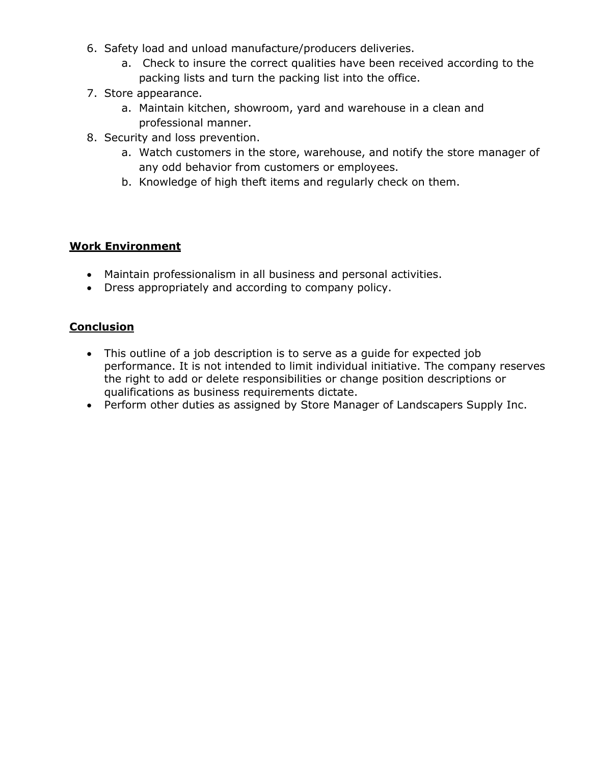6. Safety load and unload manufacture/producers deliveries.
    a. Check to insure the correct qualities have been received according to the packing lists and turn the packing list into the office.
7. Store appearance.
    a. Maintain kitchen, showroom, yard and warehouse in a clean and professional manner.
8. Security and loss prevention.
    a. Watch customers in the store, warehouse, and notify the store manager of any odd behavior from customers or employees.
    b. Knowledge of high theft items and regularly check on them.

**<u>Work Environment</u>**

- Maintain professionalism in all business and personal activities.
- Dress appropriately and according to company policy.

**<u>Conclusion</u>**

- This outline of a job description is to serve as a guide for expected job performance. It is not intended to limit individual initiative. The company reserves the right to add or delete responsibilities or change position descriptions or qualifications as business requirements dictate.
- Perform other duties as assigned by Store Manager of Landscapers Supply Inc.